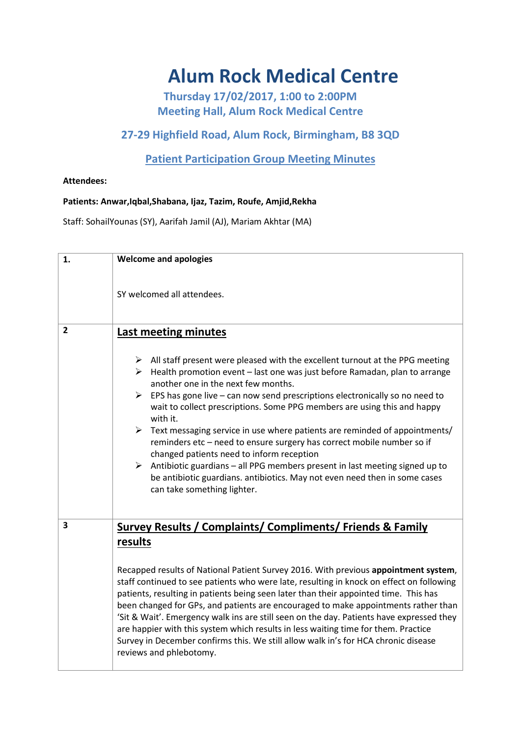# Alum Rock Medical Centre

## Thursday 17/02/2017, 1:00 to 2:00PM
## Meeting Hall, Alum Rock Medical Centre

## 27-29 Highfield Road, Alum Rock, Birmingham, B8 3QD

## Patient Participation Group Meeting Minutes

**Attendees:**

**Patients: Anwar,Iqbal,Shabana, Ijaz, Tazim, Roufe, Amjid,Rekha**

Staff: SohailYounas (SY), Aarifah Jamil (AJ), Mariam Akhtar (MA)

| | |
|---|---|
| **1.** | **Welcome and apologies**<br><br>SY welcomed all attendees. |
| **2** | **Last meeting minutes**<br><br>➢ All staff present were pleased with the excellent turnout at the PPG meeting<br>➢ Health promotion event – last one was just before Ramadan, plan to arrange another one in the next few months.<br>➢ EPS has gone live – can now send prescriptions electronically so no need to wait to collect prescriptions. Some PPG members are using this and happy with it.<br>➢ Text messaging service in use where patients are reminded of appointments/ reminders etc – need to ensure surgery has correct mobile number so if changed patients need to inform reception<br>➢ Antibiotic guardians – all PPG members present in last meeting signed up to be antibiotic guardians. antibiotics. May not even need then in some cases can take something lighter. |
| **3** | **Survey Results / Complaints/ Compliments/ Friends & Family results**<br><br>Recapped results of National Patient Survey 2016. With previous **appointment system**, staff continued to see patients who were late, resulting in knock on effect on following patients, resulting in patients being seen later than their appointed time. This has been changed for GPs, and patients are encouraged to make appointments rather than 'Sit & Wait'. Emergency walk ins are still seen on the day. Patients have expressed they are happier with this system which results in less waiting time for them. Practice Survey in December confirms this. We still allow walk in's for HCA chronic disease reviews and phlebotomy. |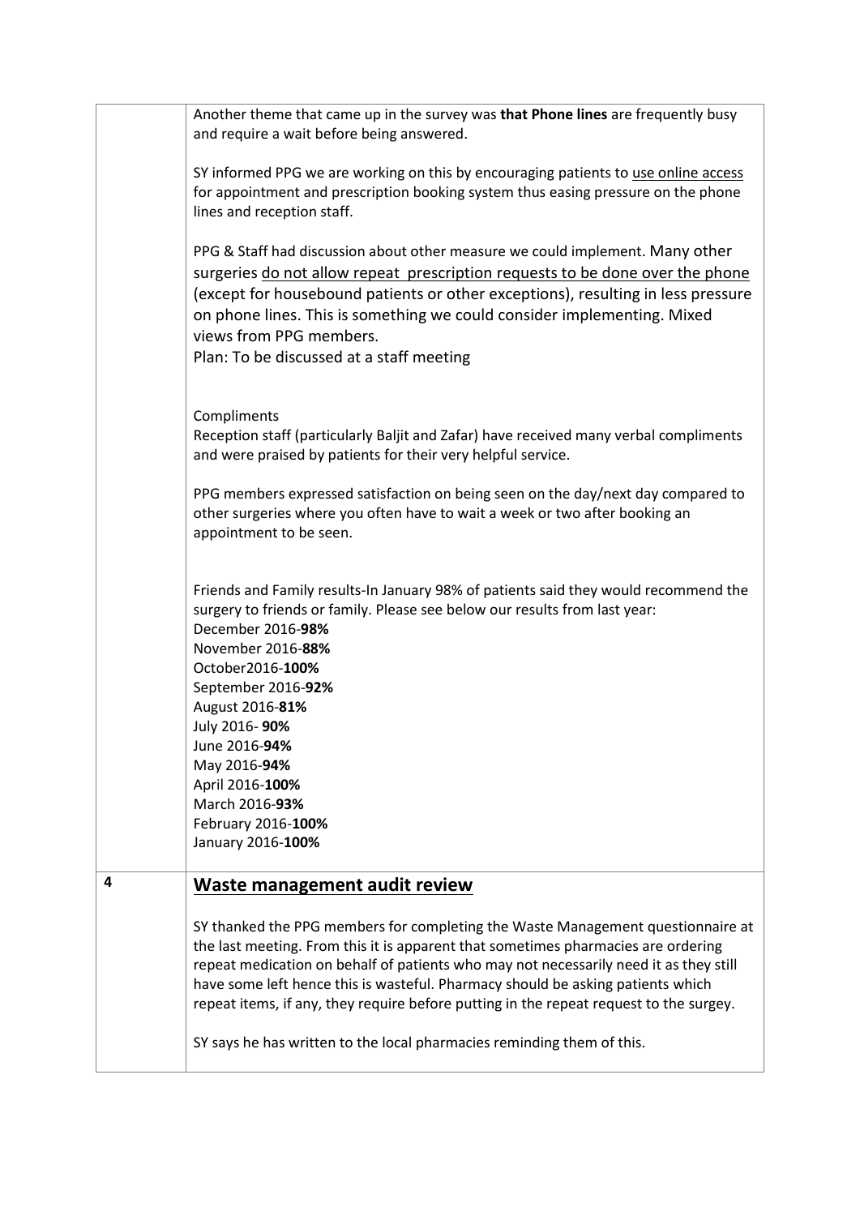| | |
|---|---|
| | Another theme that came up in the survey was **that Phone lines** are frequently busy and require a wait before being answered.<br><br>SY informed PPG we are working on this by encouraging patients to use online access for appointment and prescription booking system thus easing pressure on the phone lines and reception staff.<br><br>PPG & Staff had discussion about other measure we could implement. Many other surgeries do not allow repeat prescription requests to be done over the phone (except for housebound patients or other exceptions), resulting in less pressure on phone lines. This is something we could consider implementing. Mixed views from PPG members.<br>Plan: To be discussed at a staff meeting<br><br>Compliments<br>Reception staff (particularly Baljit and Zafar) have received many verbal compliments and were praised by patients for their very helpful service.<br><br>PPG members expressed satisfaction on being seen on the day/next day compared to other surgeries where you often have to wait a week or two after booking an appointment to be seen.<br><br>Friends and Family results-In January 98% of patients said they would recommend the surgery to friends or family. Please see below our results from last year:<br>December 2016-**98%**<br>November 2016-**88%**<br>October2016-**100%**<br>September 2016-**92%**<br>August 2016-**81%**<br>July 2016- **90%**<br>June 2016-**94%**<br>May 2016-**94%**<br>April 2016-**100%**<br>March 2016-**93%**<br>February 2016-**100%**<br>January 2016-**100%** |
| **4** | **Waste management audit review**<br><br>SY thanked the PPG members for completing the Waste Management questionnaire at the last meeting. From this it is apparent that sometimes pharmacies are ordering repeat medication on behalf of patients who may not necessarily need it as they still have some left hence this is wasteful. Pharmacy should be asking patients which repeat items, if any, they require before putting in the repeat request to the surgey.<br><br>SY says he has written to the local pharmacies reminding them of this. |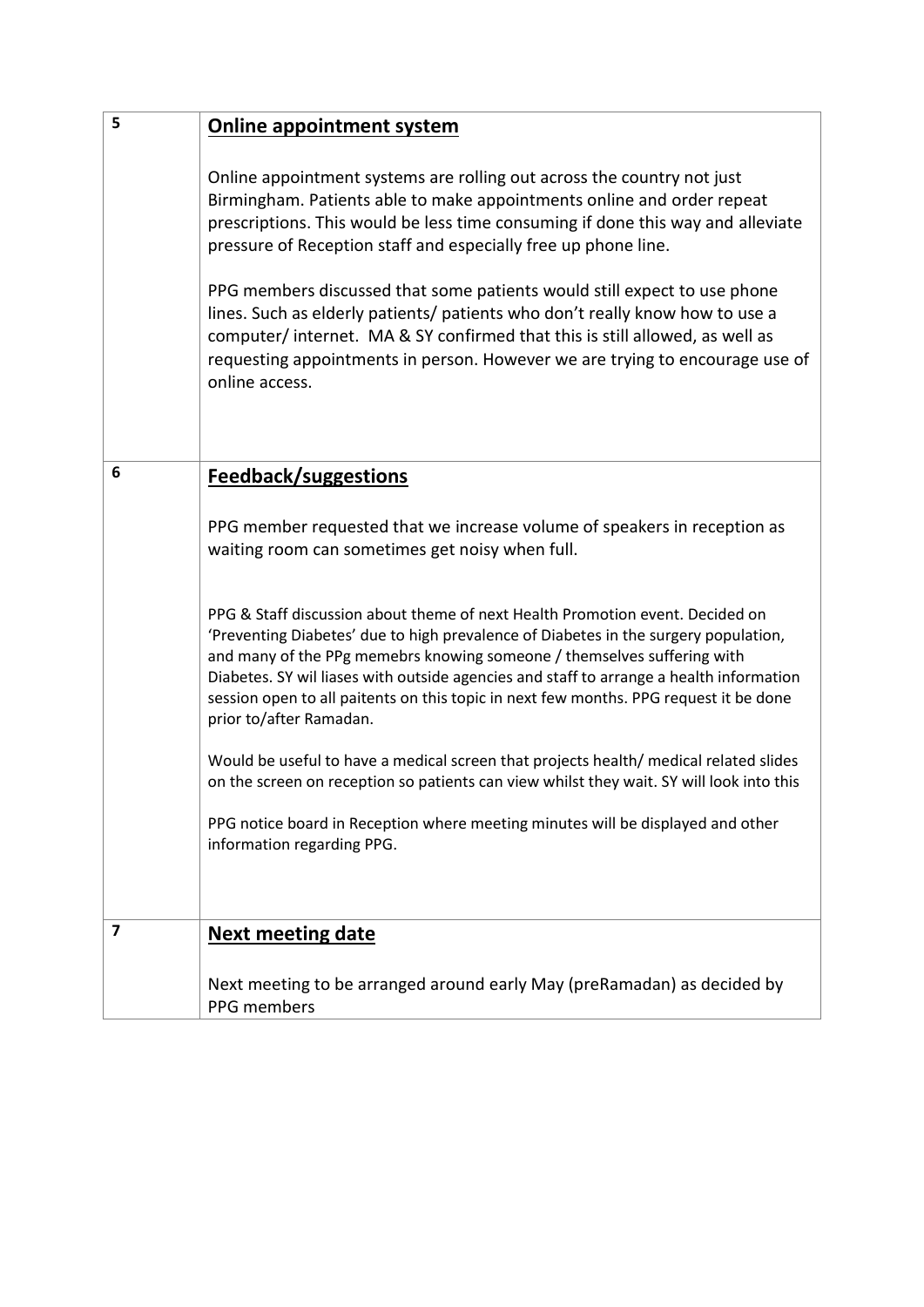| | |
|---|---|
| 5 | **Online appointment system**<br><br>Online appointment systems are rolling out across the country not just Birmingham. Patients able to make appointments online and order repeat prescriptions. This would be less time consuming if done this way and alleviate pressure of Reception staff and especially free up phone line.<br><br>PPG members discussed that some patients would still expect to use phone lines. Such as elderly patients/ patients who don't really know how to use a computer/ internet. MA & SY confirmed that this is still allowed, as well as requesting appointments in person. However we are trying to encourage use of online access. |
| 6 | **Feedback/suggestions**<br><br>PPG member requested that we increase volume of speakers in reception as waiting room can sometimes get noisy when full.<br><br>PPG & Staff discussion about theme of next Health Promotion event. Decided on 'Preventing Diabetes' due to high prevalence of Diabetes in the surgery population, and many of the PPg memebrs knowing someone / themselves suffering with Diabetes. SY wil liases with outside agencies and staff to arrange a health information session open to all paitents on this topic in next few months. PPG request it be done prior to/after Ramadan.<br><br>Would be useful to have a medical screen that projects health/ medical related slides on the screen on reception so patients can view whilst they wait. SY will look into this<br><br>PPG notice board in Reception where meeting minutes will be displayed and other information regarding PPG. |
| 7 | **Next meeting date**<br><br>Next meeting to be arranged around early May (preRamadan) as decided by PPG members |